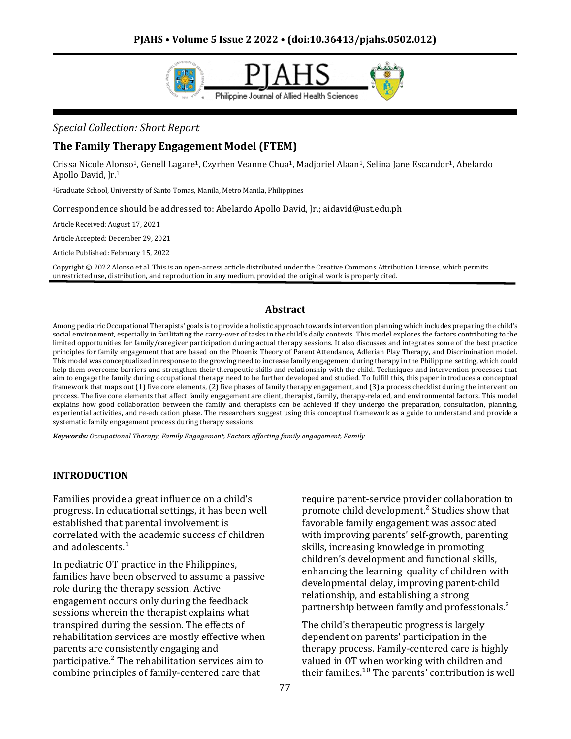*Special Collection: Short Report*

# The Family Therapy Engagement Model (FTEM)

Crissa Nicole Alonso[1], Genell Lagare[1], Czyrhen Veanne Chua[1], Madjoriel Alaan[1], Selina Jane Escandor[1], Abelardo Apollo David, Jr.[1]

[1]Graduate School, University of Santo Tomas, Manila, Metro Manila, Philippines

Correspondence should be addressed to: Abelardo Apollo David, Jr.; aidavid@ust.edu.ph

Article Received: August 17, 2021

Article Accepted: December 29, 2021

Article Published: February 15, 2022

Copyright © 2022 Alonso et al. This is an open-access article distributed under the Creative Commons Attribution License, which permits unrestricted use, distribution, and reproduction in any medium, provided the original work is properly cited.

## Abstract

Among pediatric Occupational Therapists' goals is to provide a holistic approach towards intervention planning which includes preparing the child's social environment, especially in facilitating the carry-over of tasks in the child's daily contexts. This model explores the factors contributing to the limited opportunities for family/caregiver participation during actual therapy sessions. It also discusses and integrates some of the best practice principles for family engagement that are based on the Phoenix Theory of Parent Attendance, Adlerian Play Therapy, and Discrimination model. This model was conceptualized in response to the growing need to increase family engagement during therapy in the Philippine setting, which could help them overcome barriers and strengthen their therapeutic skills and relationship with the child. Techniques and intervention processes that aim to engage the family during occupational therapy need to be further developed and studied. To fulfill this, this paper introduces a conceptual framework that maps out (1) five core elements, (2) five phases of family therapy engagement, and (3) a process checklist during the intervention process. The five core elements that affect family engagement are client, therapist, family, therapy-related, and environmental factors. This model explains how good collaboration between the family and therapists can be achieved if they undergo the preparation, consultation, planning, experiential activities, and re-education phase. The researchers suggest using this conceptual framework as a guide to understand and provide a systematic family engagement process during therapy sessions

***Keywords:*** *Occupational Therapy, Family Engagement, Factors affecting family engagement, Family*

## INTRODUCTION

Families provide a great influence on a child's progress. In educational settings, it has been well established that parental involvement is correlated with the academic success of children and adolescents.[1]

In pediatric OT practice in the Philippines, families have been observed to assume a passive role during the therapy session. Active engagement occurs only during the feedback sessions wherein the therapist explains what transpired during the session. The effects of rehabilitation services are mostly effective when parents are consistently engaging and participative.[2] The rehabilitation services aim to combine principles of family-centered care that require parent-service provider collaboration to promote child development.[2] Studies show that favorable family engagement was associated with improving parents' self-growth, parenting skills, increasing knowledge in promoting children's development and functional skills, enhancing the learning quality of children with developmental delay, improving parent-child relationship, and establishing a strong partnership between family and professionals.[3]

The child's therapeutic progress is largely dependent on parents' participation in the therapy process. Family-centered care is highly valued in OT when working with children and their families.[10] The parents' contribution is well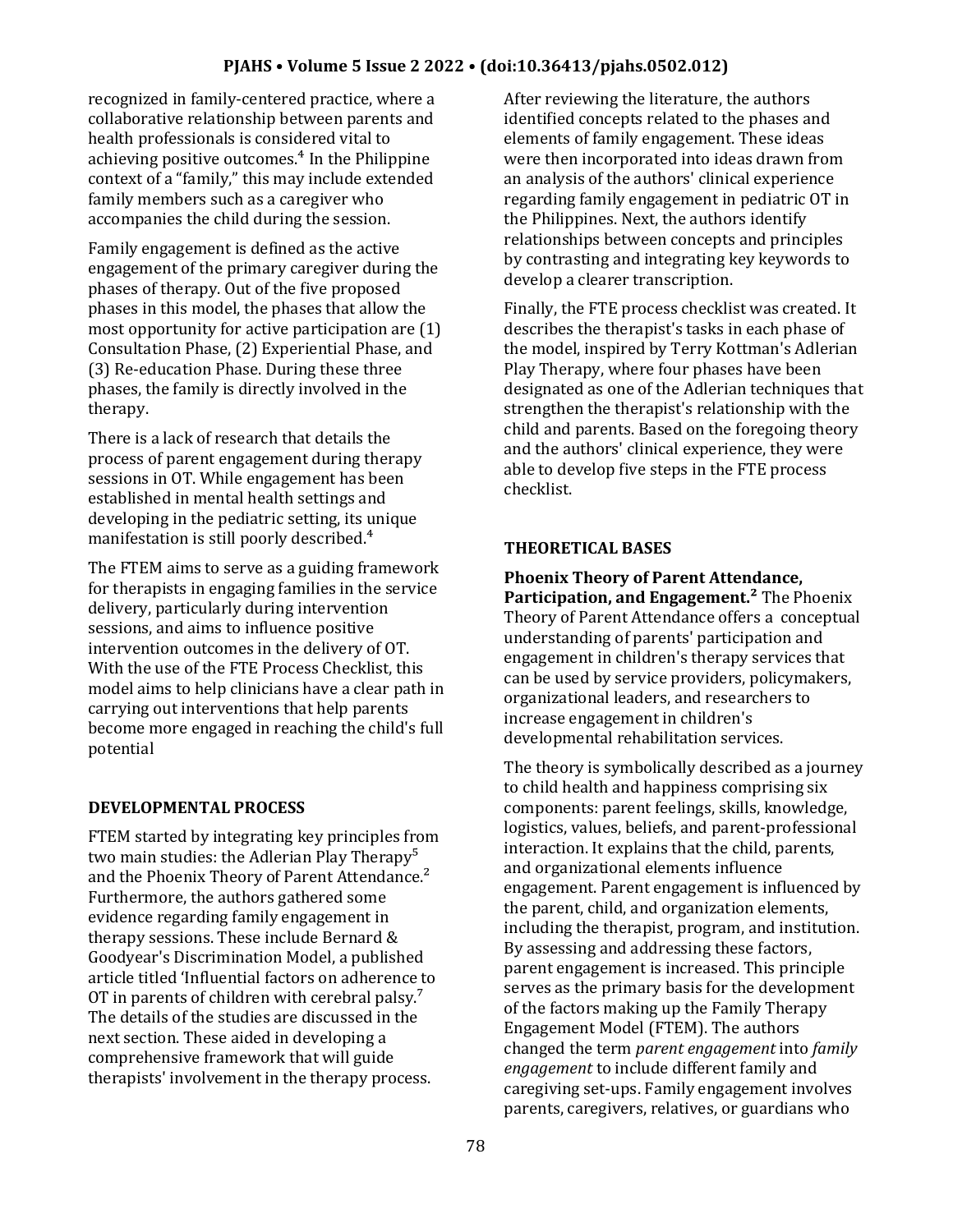recognized in family-centered practice, where a collaborative relationship between parents and health professionals is considered vital to achieving positive outcomes.[4] In the Philippine context of a "family," this may include extended family members such as a caregiver who accompanies the child during the session.

Family engagement is defined as the active engagement of the primary caregiver during the phases of therapy. Out of the five proposed phases in this model, the phases that allow the most opportunity for active participation are (1) Consultation Phase, (2) Experiential Phase, and (3) Re-education Phase. During these three phases, the family is directly involved in the therapy.

There is a lack of research that details the process of parent engagement during therapy sessions in OT. While engagement has been established in mental health settings and developing in the pediatric setting, its unique manifestation is still poorly described.[4]

The FTEM aims to serve as a guiding framework for therapists in engaging families in the service delivery, particularly during intervention sessions, and aims to influence positive intervention outcomes in the delivery of OT. With the use of the FTE Process Checklist, this model aims to help clinicians have a clear path in carrying out interventions that help parents become more engaged in reaching the child's full potential

## DEVELOPMENTAL PROCESS

FTEM started by integrating key principles from two main studies: the Adlerian Play Therapy[5] and the Phoenix Theory of Parent Attendance.[2] Furthermore, the authors gathered some evidence regarding family engagement in therapy sessions. These include Bernard & Goodyear's Discrimination Model, a published article titled 'Influential factors on adherence to OT in parents of children with cerebral palsy.[7] The details of the studies are discussed in the next section. These aided in developing a comprehensive framework that will guide therapists' involvement in the therapy process.

After reviewing the literature, the authors identified concepts related to the phases and elements of family engagement. These ideas were then incorporated into ideas drawn from an analysis of the authors' clinical experience regarding family engagement in pediatric OT in the Philippines. Next, the authors identify relationships between concepts and principles by contrasting and integrating key keywords to develop a clearer transcription.

Finally, the FTE process checklist was created. It describes the therapist's tasks in each phase of the model, inspired by Terry Kottman's Adlerian Play Therapy, where four phases have been designated as one of the Adlerian techniques that strengthen the therapist's relationship with the child and parents. Based on the foregoing theory and the authors' clinical experience, they were able to develop five steps in the FTE process checklist.

## THEORETICAL BASES

**Phoenix Theory of Parent Attendance, Participation, and Engagement.[2]** The Phoenix Theory of Parent Attendance offers a conceptual understanding of parents' participation and engagement in children's therapy services that can be used by service providers, policymakers, organizational leaders, and researchers to increase engagement in children's developmental rehabilitation services.

The theory is symbolically described as a journey to child health and happiness comprising six components: parent feelings, skills, knowledge, logistics, values, beliefs, and parent-professional interaction. It explains that the child, parents, and organizational elements influence engagement. Parent engagement is influenced by the parent, child, and organization elements, including the therapist, program, and institution. By assessing and addressing these factors, parent engagement is increased. This principle serves as the primary basis for the development of the factors making up the Family Therapy Engagement Model (FTEM). The authors changed the term *parent engagement* into *family engagement* to include different family and caregiving set-ups. Family engagement involves parents, caregivers, relatives, or guardians who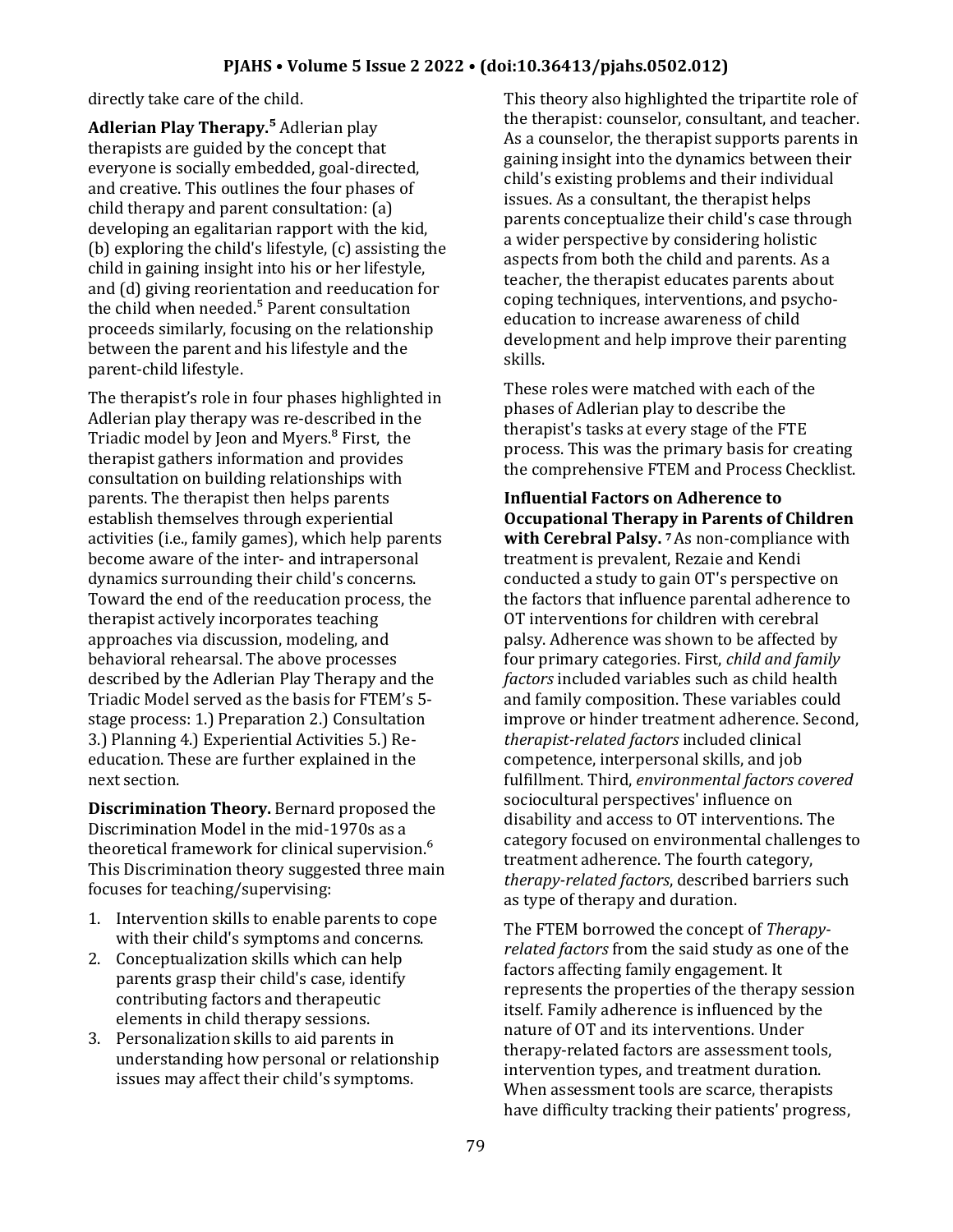directly take care of the child.

**Adlerian Play Therapy.**[5] Adlerian play therapists are guided by the concept that everyone is socially embedded, goal-directed, and creative. This outlines the four phases of child therapy and parent consultation: (a) developing an egalitarian rapport with the kid, (b) exploring the child's lifestyle, (c) assisting the child in gaining insight into his or her lifestyle, and (d) giving reorientation and reeducation for the child when needed.[5] Parent consultation proceeds similarly, focusing on the relationship between the parent and his lifestyle and the parent-child lifestyle.

The therapist's role in four phases highlighted in Adlerian play therapy was re-described in the Triadic model by Jeon and Myers.[8] First, the therapist gathers information and provides consultation on building relationships with parents. The therapist then helps parents establish themselves through experiential activities (i.e., family games), which help parents become aware of the inter- and intrapersonal dynamics surrounding their child's concerns. Toward the end of the reeducation process, the therapist actively incorporates teaching approaches via discussion, modeling, and behavioral rehearsal. The above processes described by the Adlerian Play Therapy and the Triadic Model served as the basis for FTEM's 5-stage process: 1.) Preparation 2.) Consultation 3.) Planning 4.) Experiential Activities 5.) Re-education. These are further explained in the next section.

**Discrimination Theory.** Bernard proposed the Discrimination Model in the mid-1970s as a theoretical framework for clinical supervision.[6] This Discrimination theory suggested three main focuses for teaching/supervising:

1. Intervention skills to enable parents to cope with their child's symptoms and concerns.
2. Conceptualization skills which can help parents grasp their child's case, identify contributing factors and therapeutic elements in child therapy sessions.
3. Personalization skills to aid parents in understanding how personal or relationship issues may affect their child's symptoms.

This theory also highlighted the tripartite role of the therapist: counselor, consultant, and teacher. As a counselor, the therapist supports parents in gaining insight into the dynamics between their child's existing problems and their individual issues. As a consultant, the therapist helps parents conceptualize their child's case through a wider perspective by considering holistic aspects from both the child and parents. As a teacher, the therapist educates parents about coping techniques, interventions, and psycho-education to increase awareness of child development and help improve their parenting skills.

These roles were matched with each of the phases of Adlerian play to describe the therapist's tasks at every stage of the FTE process. This was the primary basis for creating the comprehensive FTEM and Process Checklist.

**Influential Factors on Adherence to Occupational Therapy in Parents of Children with Cerebral Palsy.** [7] As non-compliance with treatment is prevalent, Rezaie and Kendi conducted a study to gain OT's perspective on the factors that influence parental adherence to OT interventions for children with cerebral palsy. Adherence was shown to be affected by four primary categories. First, *child and family factors* included variables such as child health and family composition. These variables could improve or hinder treatment adherence. Second, *therapist-related factors* included clinical competence, interpersonal skills, and job fulfillment. Third, *environmental factors covered* sociocultural perspectives' influence on disability and access to OT interventions. The category focused on environmental challenges to treatment adherence. The fourth category, *therapy-related factors*, described barriers such as type of therapy and duration.

The FTEM borrowed the concept of *Therapy-related factors* from the said study as one of the factors affecting family engagement. It represents the properties of the therapy session itself. Family adherence is influenced by the nature of OT and its interventions. Under therapy-related factors are assessment tools, intervention types, and treatment duration. When assessment tools are scarce, therapists have difficulty tracking their patients' progress,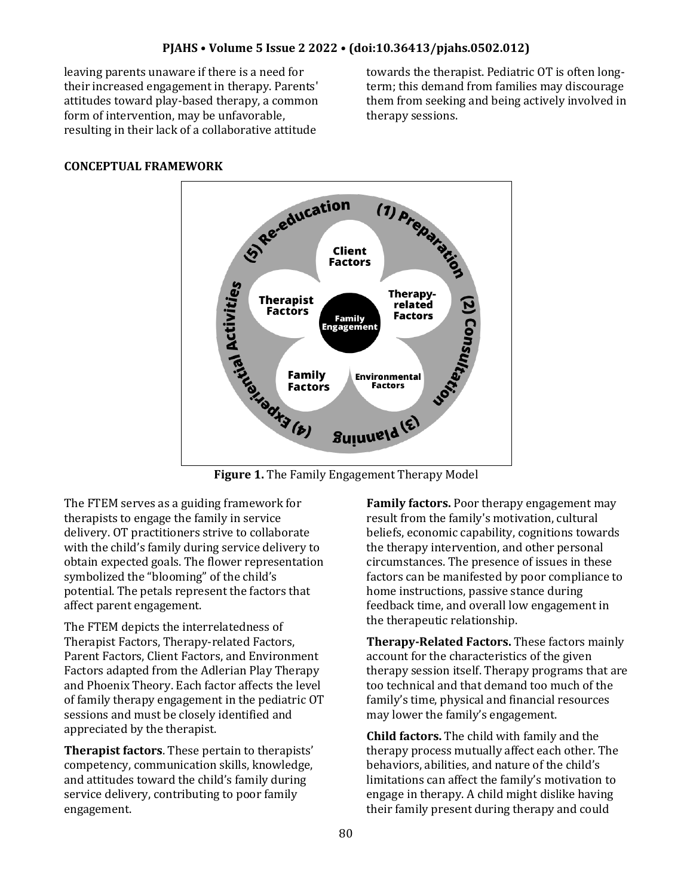leaving parents unaware if there is a need for their increased engagement in therapy. Parents' attitudes toward play-based therapy, a common form of intervention, may be unfavorable, resulting in their lack of a collaborative attitude towards the therapist. Pediatric OT is often long-term; this demand from families may discourage them from seeking and being actively involved in therapy sessions.

## CONCEPTUAL FRAMEWORK

**Figure 1.** The Family Engagement Therapy Model

The FTEM serves as a guiding framework for therapists to engage the family in service delivery. OT practitioners strive to collaborate with the child's family during service delivery to obtain expected goals. The flower representation symbolized the "blooming" of the child's potential. The petals represent the factors that affect parent engagement.

The FTEM depicts the interrelatedness of Therapist Factors, Therapy-related Factors, Parent Factors, Client Factors, and Environment Factors adapted from the Adlerian Play Therapy and Phoenix Theory. Each factor affects the level of family therapy engagement in the pediatric OT sessions and must be closely identified and appreciated by the therapist.

**Therapist factors**. These pertain to therapists' competency, communication skills, knowledge, and attitudes toward the child's family during service delivery, contributing to poor family engagement.

**Family factors.** Poor therapy engagement may result from the family's motivation, cultural beliefs, economic capability, cognitions towards the therapy intervention, and other personal circumstances. The presence of issues in these factors can be manifested by poor compliance to home instructions, passive stance during feedback time, and overall low engagement in the therapeutic relationship.

**Therapy-Related Factors.** These factors mainly account for the characteristics of the given therapy session itself. Therapy programs that are too technical and that demand too much of the family's time, physical and financial resources may lower the family's engagement.

**Child factors.** The child with family and the therapy process mutually affect each other. The behaviors, abilities, and nature of the child's limitations can affect the family's motivation to engage in therapy. A child might dislike having their family present during therapy and could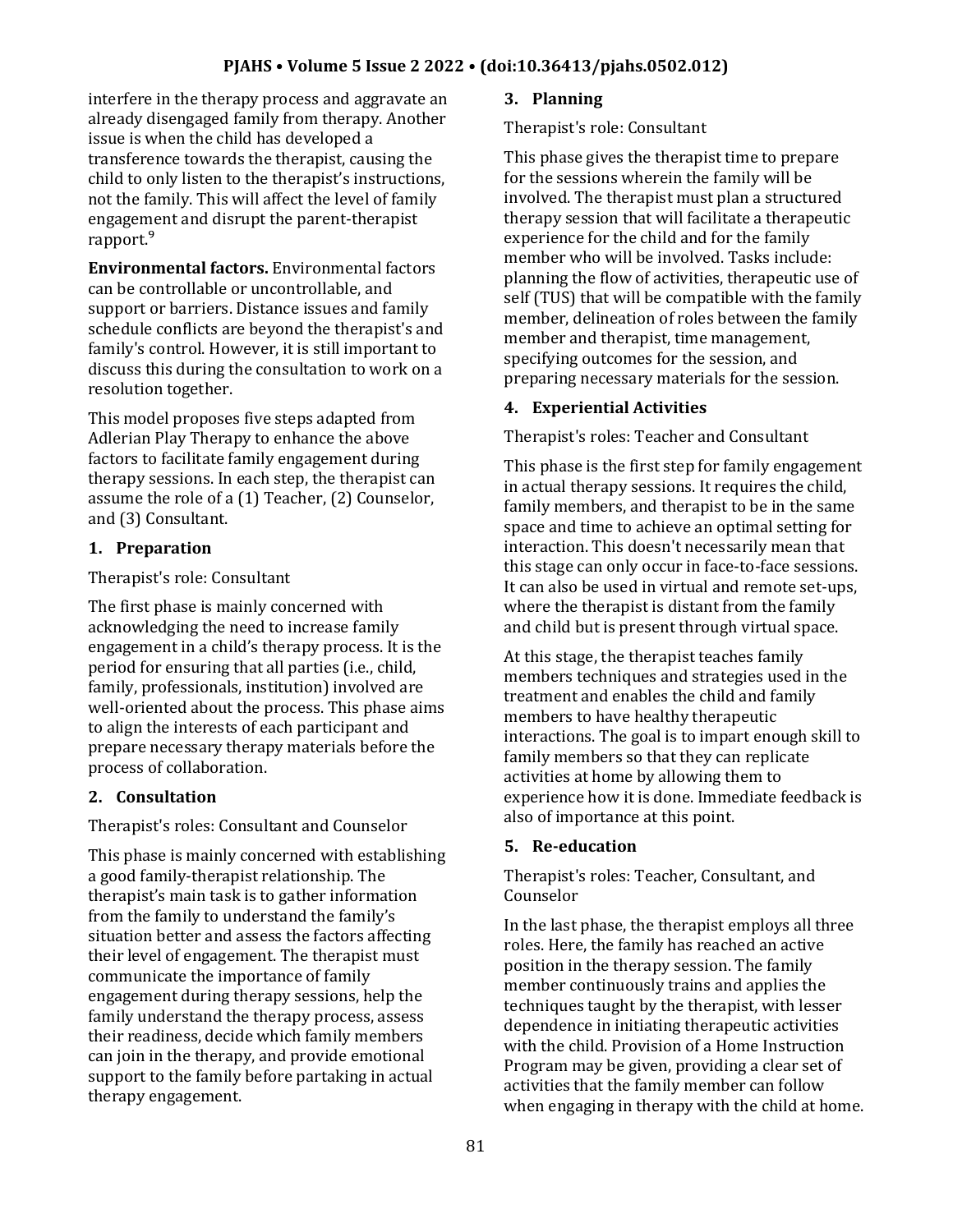interfere in the therapy process and aggravate an already disengaged family from therapy. Another issue is when the child has developed a transference towards the therapist, causing the child to only listen to the therapist's instructions, not the family. This will affect the level of family engagement and disrupt the parent-therapist rapport.[9]

**Environmental factors.** Environmental factors can be controllable or uncontrollable, and support or barriers. Distance issues and family schedule conflicts are beyond the therapist's and family's control. However, it is still important to discuss this during the consultation to work on a resolution together.

This model proposes five steps adapted from Adlerian Play Therapy to enhance the above factors to facilitate family engagement during therapy sessions. In each step, the therapist can assume the role of a (1) Teacher, (2) Counselor, and (3) Consultant.

### 1. Preparation

Therapist's role: Consultant

The first phase is mainly concerned with acknowledging the need to increase family engagement in a child's therapy process. It is the period for ensuring that all parties (i.e., child, family, professionals, institution) involved are well-oriented about the process. This phase aims to align the interests of each participant and prepare necessary therapy materials before the process of collaboration.

### 2. Consultation

Therapist's roles: Consultant and Counselor

This phase is mainly concerned with establishing a good family-therapist relationship. The therapist's main task is to gather information from the family to understand the family's situation better and assess the factors affecting their level of engagement. The therapist must communicate the importance of family engagement during therapy sessions, help the family understand the therapy process, assess their readiness, decide which family members can join in the therapy, and provide emotional support to the family before partaking in actual therapy engagement.

### 3. Planning

Therapist's role: Consultant

This phase gives the therapist time to prepare for the sessions wherein the family will be involved. The therapist must plan a structured therapy session that will facilitate a therapeutic experience for the child and for the family member who will be involved. Tasks include: planning the flow of activities, therapeutic use of self (TUS) that will be compatible with the family member, delineation of roles between the family member and therapist, time management, specifying outcomes for the session, and preparing necessary materials for the session.

### 4. Experiential Activities

Therapist's roles: Teacher and Consultant

This phase is the first step for family engagement in actual therapy sessions. It requires the child, family members, and therapist to be in the same space and time to achieve an optimal setting for interaction. This doesn't necessarily mean that this stage can only occur in face-to-face sessions. It can also be used in virtual and remote set-ups, where the therapist is distant from the family and child but is present through virtual space.

At this stage, the therapist teaches family members techniques and strategies used in the treatment and enables the child and family members to have healthy therapeutic interactions. The goal is to impart enough skill to family members so that they can replicate activities at home by allowing them to experience how it is done. Immediate feedback is also of importance at this point.

### 5. Re-education

Therapist's roles: Teacher, Consultant, and Counselor

In the last phase, the therapist employs all three roles. Here, the family has reached an active position in the therapy session. The family member continuously trains and applies the techniques taught by the therapist, with lesser dependence in initiating therapeutic activities with the child. Provision of a Home Instruction Program may be given, providing a clear set of activities that the family member can follow when engaging in therapy with the child at home.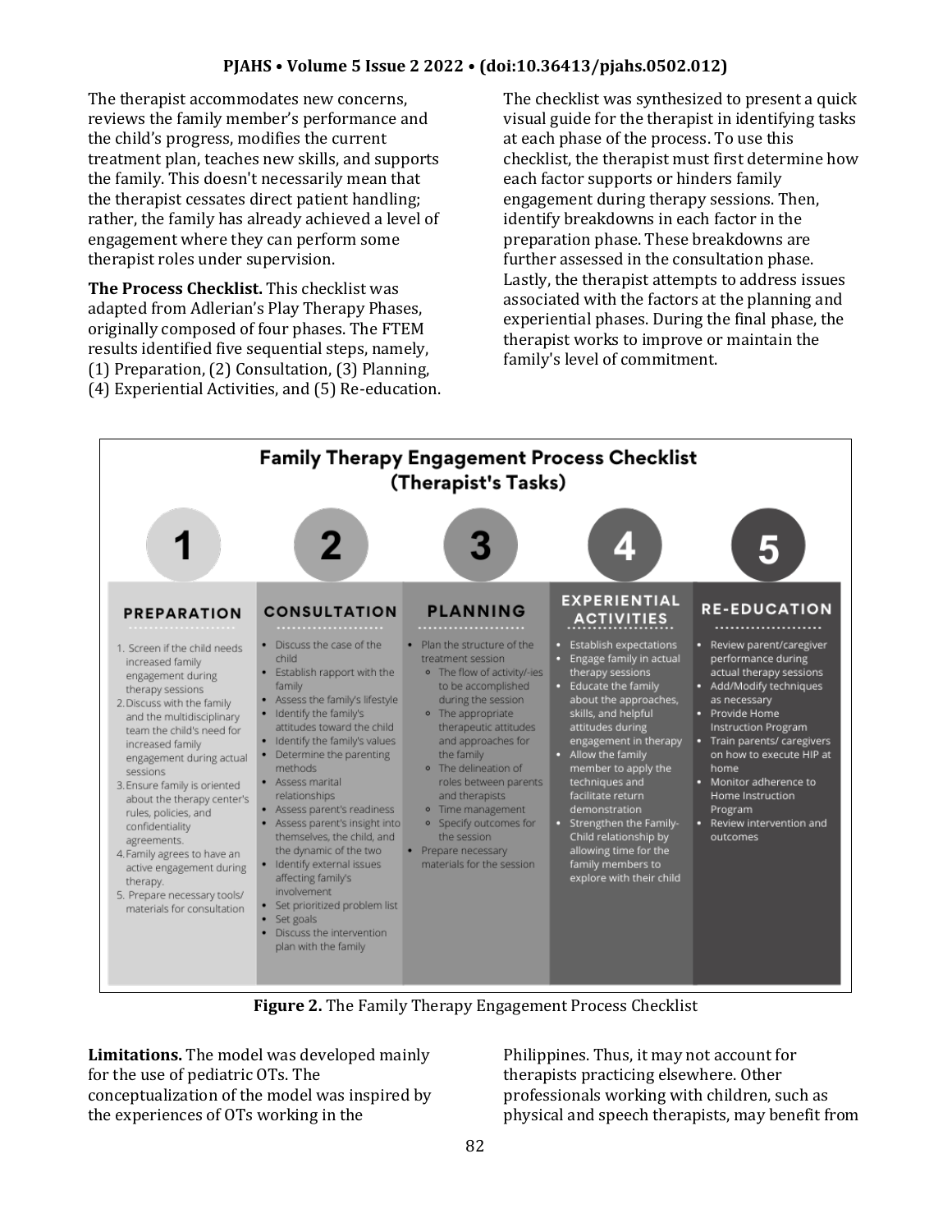The therapist accommodates new concerns, reviews the family member's performance and the child's progress, modifies the current treatment plan, teaches new skills, and supports the family. This doesn't necessarily mean that the therapist cessates direct patient handling; rather, the family has already achieved a level of engagement where they can perform some therapist roles under supervision.

**The Process Checklist.** This checklist was adapted from Adlerian's Play Therapy Phases, originally composed of four phases. The FTEM results identified five sequential steps, namely, (1) Preparation, (2) Consultation, (3) Planning, (4) Experiential Activities, and (5) Re-education.

The checklist was synthesized to present a quick visual guide for the therapist in identifying tasks at each phase of the process. To use this checklist, the therapist must first determine how each factor supports or hinders family engagement during therapy sessions. Then, identify breakdowns in each factor in the preparation phase. These breakdowns are further assessed in the consultation phase. Lastly, the therapist attempts to address issues associated with the factors at the planning and experiential phases. During the final phase, the therapist works to improve or maintain the family's level of commitment.

**Family Therapy Engagement Process Checklist (Therapist's Tasks)**

**1 PREPARATION**

1. Screen if the child needs increased family engagement during therapy sessions
2. Discuss with the family and the multidisciplinary team the child's need for increased family engagement during actual sessions
3. Ensure family is oriented about the therapy center's rules, policies, and confidentiality agreements.
4. Family agrees to have an active engagement during therapy.
5. Prepare necessary tools/ materials for consultation

**2 CONSULTATION**

- Discuss the case of the child
- Establish rapport with the family
- Assess the family's lifestyle
- Identify the family's attitudes toward the child
- Identify the family's values
- Determine the parenting methods
- Assess marital relationships
- Assess parent's readiness
- Assess parent's insight into themselves, the child, and the dynamic of the two
- Identify external issues affecting family's involvement
- Set prioritized problem list
- Set goals
- Discuss the intervention plan with the family

**3 PLANNING**

- Plan the structure of the treatment session
  - The flow of activity/-ies to be accomplished during the session
  - The appropriate therapeutic attitudes and approaches for the family
  - The delineation of roles between parents and therapists
  - Time management
  - Specify outcomes for the session
- Prepare necessary materials for the session

**4 EXPERIENTIAL ACTIVITIES**

- Establish expectations
- Engage family in actual therapy sessions
- Educate the family about the approaches, skills, and helpful attitudes during engagement in therapy
- Allow the family member to apply the techniques and facilitate return demonstration
- Strengthen the Family-Child relationship by allowing time for the family members to explore with their child

**5 RE-EDUCATION**

- Review parent/caregiver performance during actual therapy sessions
- Add/Modify techniques as necessary
- Provide Home Instruction Program
- Train parents/ caregivers on how to execute HIP at home
- Monitor adherence to Home Instruction Program
- Review intervention and outcomes

**Figure 2.** The Family Therapy Engagement Process Checklist

**Limitations.** The model was developed mainly for the use of pediatric OTs. The conceptualization of the model was inspired by the experiences of OTs working in the Philippines. Thus, it may not account for therapists practicing elsewhere. Other professionals working with children, such as physical and speech therapists, may benefit from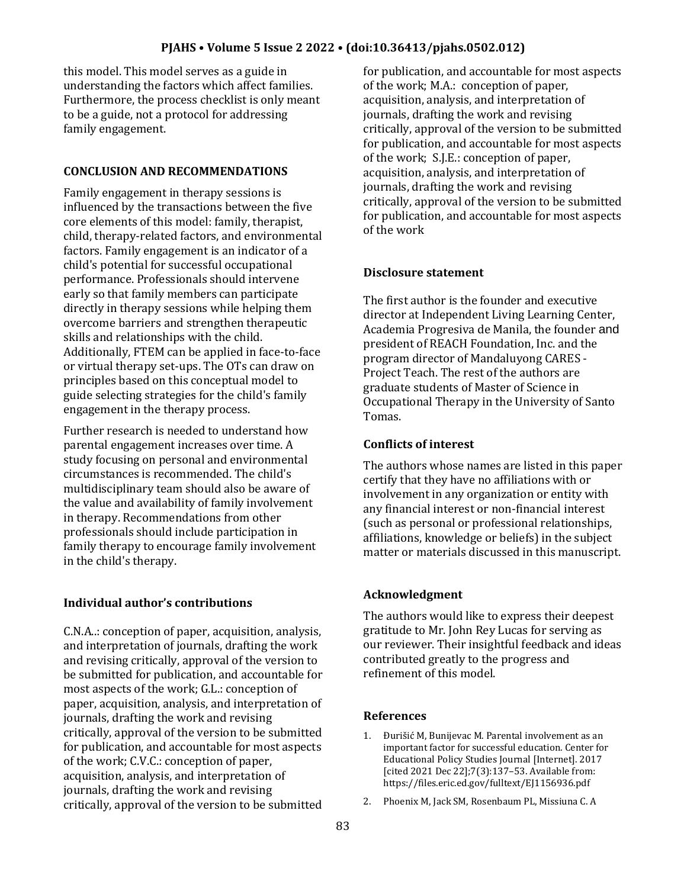this model. This model serves as a guide in understanding the factors which affect families. Furthermore, the process checklist is only meant to be a guide, not a protocol for addressing family engagement.

## CONCLUSION AND RECOMMENDATIONS

Family engagement in therapy sessions is influenced by the transactions between the five core elements of this model: family, therapist, child, therapy-related factors, and environmental factors. Family engagement is an indicator of a child's potential for successful occupational performance. Professionals should intervene early so that family members can participate directly in therapy sessions while helping them overcome barriers and strengthen therapeutic skills and relationships with the child. Additionally, FTEM can be applied in face-to-face or virtual therapy set-ups. The OTs can draw on principles based on this conceptual model to guide selecting strategies for the child's family engagement in the therapy process.

Further research is needed to understand how parental engagement increases over time. A study focusing on personal and environmental circumstances is recommended. The child's multidisciplinary team should also be aware of the value and availability of family involvement in therapy. Recommendations from other professionals should include participation in family therapy to encourage family involvement in the child's therapy.

### Individual author's contributions

C.N.A..: conception of paper, acquisition, analysis, and interpretation of journals, drafting the work and revising critically, approval of the version to be submitted for publication, and accountable for most aspects of the work; G.L.: conception of paper, acquisition, analysis, and interpretation of journals, drafting the work and revising critically, approval of the version to be submitted for publication, and accountable for most aspects of the work; C.V.C.: conception of paper, acquisition, analysis, and interpretation of journals, drafting the work and revising critically, approval of the version to be submitted for publication, and accountable for most aspects of the work; M.A.: conception of paper, acquisition, analysis, and interpretation of journals, drafting the work and revising critically, approval of the version to be submitted for publication, and accountable for most aspects of the work; S.J.E.: conception of paper, acquisition, analysis, and interpretation of journals, drafting the work and revising critically, approval of the version to be submitted for publication, and accountable for most aspects of the work

### Disclosure statement

The first author is the founder and executive director at Independent Living Learning Center, Academia Progresiva de Manila, the founder and president of REACH Foundation, Inc. and the program director of Mandaluyong CARES - Project Teach. The rest of the authors are graduate students of Master of Science in Occupational Therapy in the University of Santo Tomas.

### Conflicts of interest

The authors whose names are listed in this paper certify that they have no affiliations with or involvement in any organization or entity with any financial interest or non-financial interest (such as personal or professional relationships, affiliations, knowledge or beliefs) in the subject matter or materials discussed in this manuscript.

### Acknowledgment

The authors would like to express their deepest gratitude to Mr. John Rey Lucas for serving as our reviewer. Their insightful feedback and ideas contributed greatly to the progress and refinement of this model.

### References

1. Đurišić M, Bunijevac M. Parental involvement as an important factor for successful education. Center for Educational Policy Studies Journal [Internet]. 2017 [cited 2021 Dec 22];7(3):137–53. Available from: https://files.eric.ed.gov/fulltext/EJ1156936.pdf
2. Phoenix M, Jack SM, Rosenbaum PL, Missiuna C. A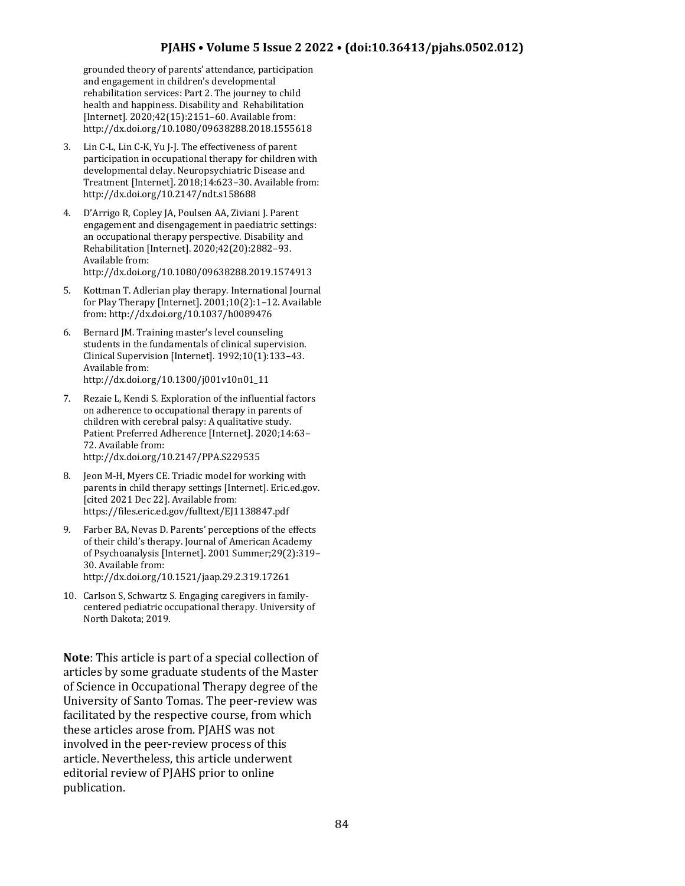grounded theory of parents' attendance, participation and engagement in children's developmental rehabilitation services: Part 2. The journey to child health and happiness. Disability and Rehabilitation [Internet]. 2020;42(15):2151–60. Available from: http://dx.doi.org/10.1080/09638288.2018.1555618

3. Lin C-L, Lin C-K, Yu J-J. The effectiveness of parent participation in occupational therapy for children with developmental delay. Neuropsychiatric Disease and Treatment [Internet]. 2018;14:623–30. Available from: http://dx.doi.org/10.2147/ndt.s158688

4. D'Arrigo R, Copley JA, Poulsen AA, Ziviani J. Parent engagement and disengagement in paediatric settings: an occupational therapy perspective. Disability and Rehabilitation [Internet]. 2020;42(20):2882–93. Available from: http://dx.doi.org/10.1080/09638288.2019.1574913

5. Kottman T. Adlerian play therapy. International Journal for Play Therapy [Internet]. 2001;10(2):1–12. Available from: http://dx.doi.org/10.1037/h0089476

6. Bernard JM. Training master's level counseling students in the fundamentals of clinical supervision. Clinical Supervision [Internet]. 1992;10(1):133–43. Available from: http://dx.doi.org/10.1300/j001v10n01_11

7. Rezaie L, Kendi S. Exploration of the influential factors on adherence to occupational therapy in parents of children with cerebral palsy: A qualitative study. Patient Preferred Adherence [Internet]. 2020;14:63–72. Available from: http://dx.doi.org/10.2147/PPA.S229535

8. Jeon M-H, Myers CE. Triadic model for working with parents in child therapy settings [Internet]. Eric.ed.gov. [cited 2021 Dec 22]. Available from: https://files.eric.ed.gov/fulltext/EJ1138847.pdf

9. Farber BA, Nevas D. Parents' perceptions of the effects of their child's therapy. Journal of American Academy of Psychoanalysis [Internet]. 2001 Summer;29(2):319–30. Available from: http://dx.doi.org/10.1521/jaap.29.2.319.17261

10. Carlson S, Schwartz S. Engaging caregivers in family-centered pediatric occupational therapy. University of North Dakota; 2019.

**Note**: This article is part of a special collection of articles by some graduate students of the Master of Science in Occupational Therapy degree of the University of Santo Tomas. The peer-review was facilitated by the respective course, from which these articles arose from. PJAHS was not involved in the peer-review process of this article. Nevertheless, this article underwent editorial review of PJAHS prior to online publication.